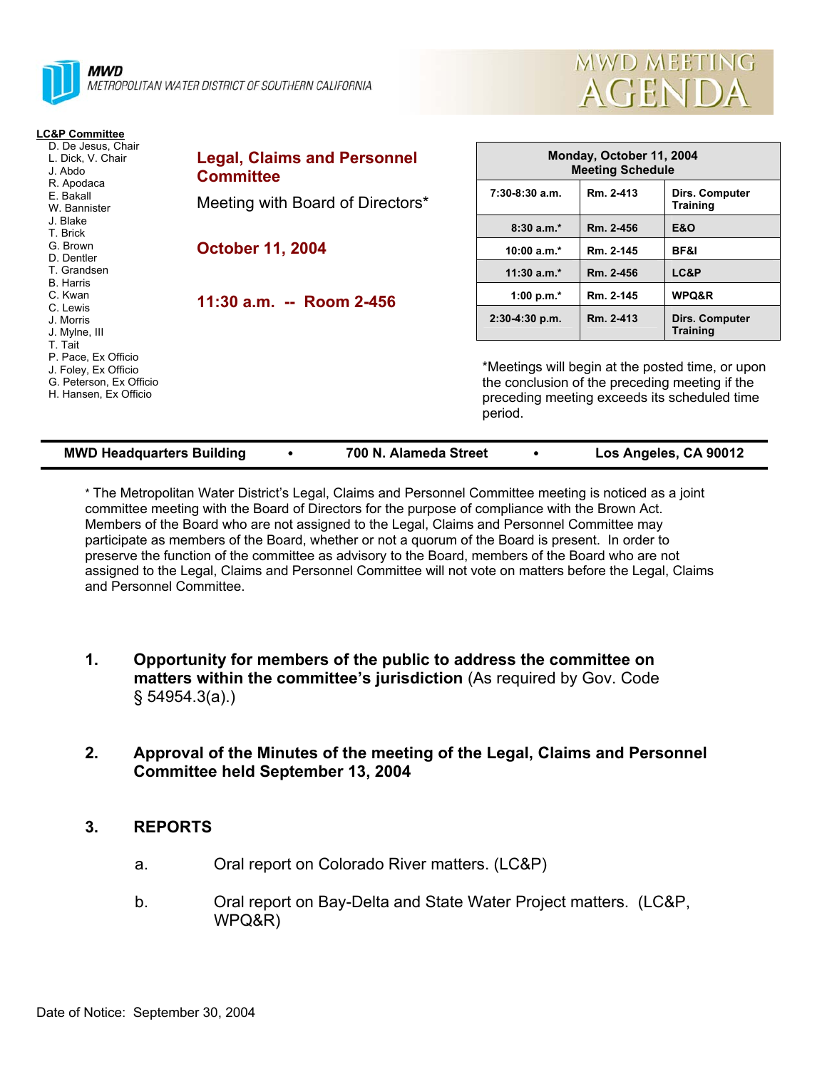**MWD**
*METROPOLITAN WATER DISTRICT OF SOUTHERN CALIFORNIA*

# MWD MEETING AGENDA

**LC&P Committee**
- D. De Jesus, Chair
- L. Dick, V. Chair
- J. Abdo
- R. Apodaca
- E. Bakall
- W. Bannister
- J. Blake
- T. Brick
- G. Brown
- D. Dentler
- T. Grandsen
- B. Harris
- C. Kwan
- C. Lewis
- J. Morris
- J. Mylne, III
- T. Tait
- P. Pace, Ex Officio
- J. Foley, Ex Officio
- G. Peterson, Ex Officio
- H. Hansen, Ex Officio

## Legal, Claims and Personnel Committee

Meeting with Board of Directors*

## October 11, 2004

## 11:30 a.m. -- Room 2-456

| Monday, October 11, 2004 Meeting Schedule | | |
|---|---|---|
| 7:30-8:30 a.m. | Rm. 2-413 | Dirs. Computer Training |
| 8:30 a.m.* | Rm. 2-456 | E&O |
| 10:00 a.m.* | Rm. 2-145 | BF&I |
| 11:30 a.m.* | Rm. 2-456 | LC&P |
| 1:00 p.m.* | Rm. 2-145 | WPQ&R |
| 2:30-4:30 p.m. | Rm. 2-413 | Dirs. Computer Training |

*Meetings will begin at the posted time, or upon the conclusion of the preceding meeting if the preceding meeting exceeds its scheduled time period.

**MWD Headquarters Building • 700 N. Alameda Street • Los Angeles, CA 90012**

* The Metropolitan Water District's Legal, Claims and Personnel Committee meeting is noticed as a joint committee meeting with the Board of Directors for the purpose of compliance with the Brown Act. Members of the Board who are not assigned to the Legal, Claims and Personnel Committee may participate as members of the Board, whether or not a quorum of the Board is present. In order to preserve the function of the committee as advisory to the Board, members of the Board who are not assigned to the Legal, Claims and Personnel Committee will not vote on matters before the Legal, Claims and Personnel Committee.

1. **Opportunity for members of the public to address the committee on matters within the committee's jurisdiction** (As required by Gov. Code § 54954.3(a).)

2. **Approval of the Minutes of the meeting of the Legal, Claims and Personnel Committee held September 13, 2004**

3. **REPORTS**

   a. Oral report on Colorado River matters. (LC&P)

   b. Oral report on Bay-Delta and State Water Project matters. (LC&P, WPQ&R)

Date of Notice: September 30, 2004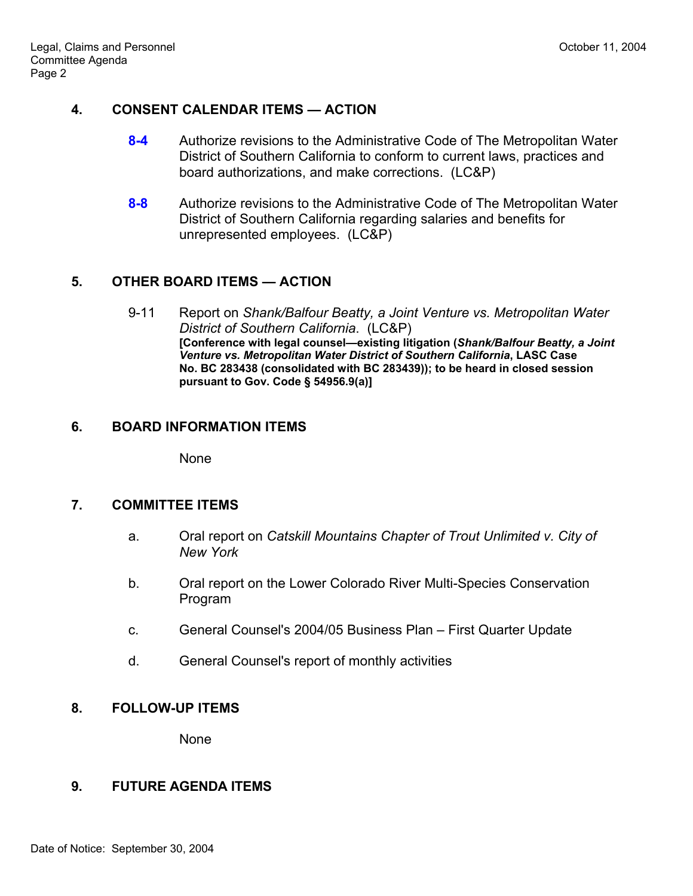## 4. CONSENT CALENDAR ITEMS — ACTION

**8-4** Authorize revisions to the Administrative Code of The Metropolitan Water District of Southern California to conform to current laws, practices and board authorizations, and make corrections. (LC&P)

**8-8** Authorize revisions to the Administrative Code of The Metropolitan Water District of Southern California regarding salaries and benefits for unrepresented employees. (LC&P)

## 5. OTHER BOARD ITEMS — ACTION

9-11 Report on *Shank/Balfour Beatty, a Joint Venture vs. Metropolitan Water District of Southern California*. (LC&P)
**[Conference with legal counsel—existing litigation (*Shank/Balfour Beatty, a Joint Venture vs. Metropolitan Water District of Southern California*, LASC Case No. BC 283438 (consolidated with BC 283439)); to be heard in closed session pursuant to Gov. Code § 54956.9(a)]**

## 6. BOARD INFORMATION ITEMS

None

## 7. COMMITTEE ITEMS

a. Oral report on *Catskill Mountains Chapter of Trout Unlimited v. City of New York*

b. Oral report on the Lower Colorado River Multi-Species Conservation Program

c. General Counsel's 2004/05 Business Plan – First Quarter Update

d. General Counsel's report of monthly activities

## 8. FOLLOW-UP ITEMS

None

## 9. FUTURE AGENDA ITEMS

Date of Notice: September 30, 2004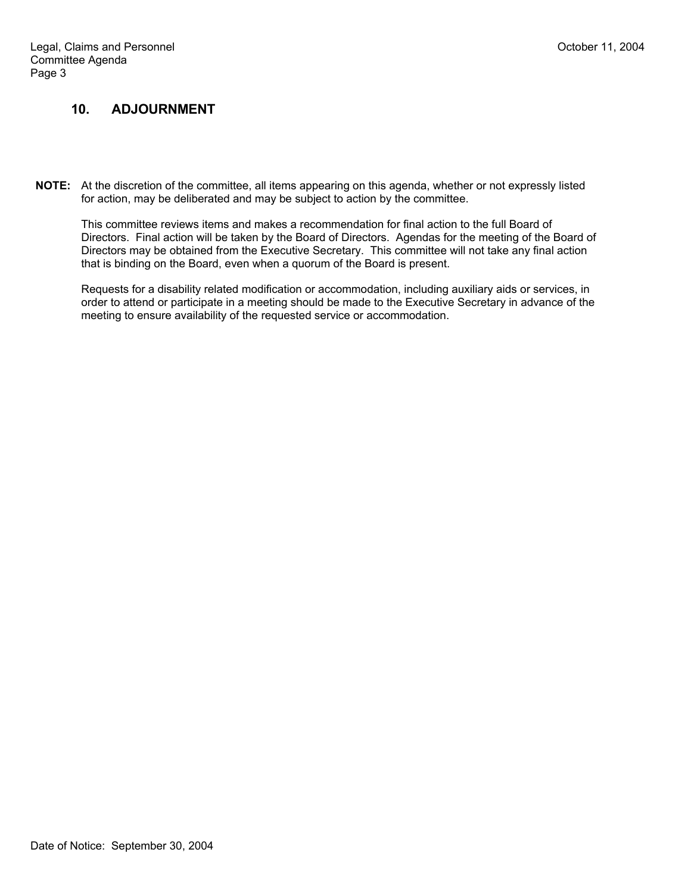## 10. ADJOURNMENT

**NOTE:** At the discretion of the committee, all items appearing on this agenda, whether or not expressly listed for action, may be deliberated and may be subject to action by the committee.

This committee reviews items and makes a recommendation for final action to the full Board of Directors. Final action will be taken by the Board of Directors. Agendas for the meeting of the Board of Directors may be obtained from the Executive Secretary. This committee will not take any final action that is binding on the Board, even when a quorum of the Board is present.

Requests for a disability related modification or accommodation, including auxiliary aids or services, in order to attend or participate in a meeting should be made to the Executive Secretary in advance of the meeting to ensure availability of the requested service or accommodation.

Date of Notice: September 30, 2004